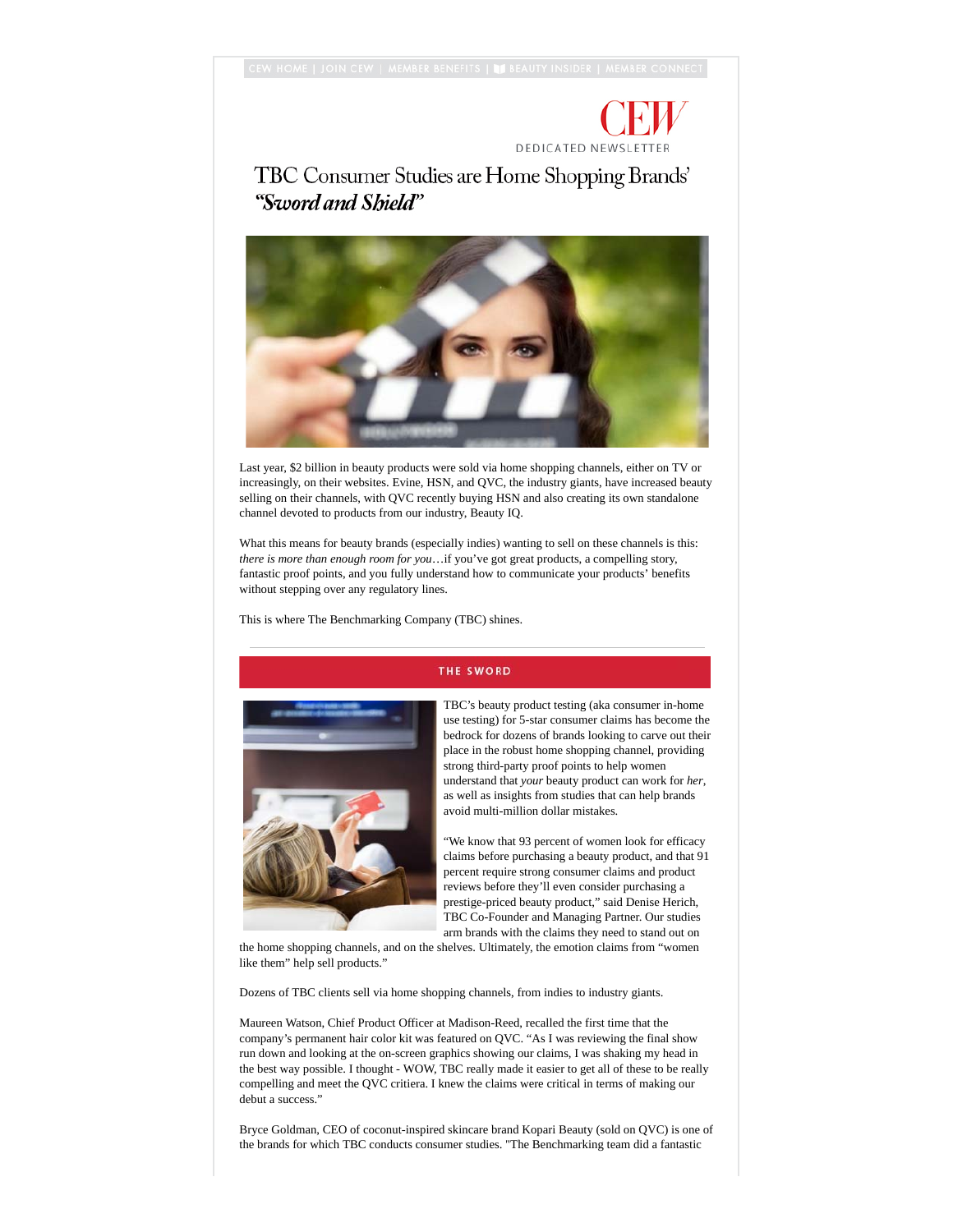CEW HOME | JOIN CEW | MEMBER BENEFITS | BEAUTY INSIDER | MEMBER CONNECT

CEW

DEDICATED NEWSLETTER

# TBC Consumer Studies are Home Shopping Brands' *"Sword and Shield"*

Last year, $2 billion in beauty products were sold via home shopping channels, either on TV or increasingly, on their websites. Evine, HSN, and QVC, the industry giants, have increased beauty selling on their channels, with QVC recently buying HSN and also creating its own standalone channel devoted to products from our industry, Beauty IQ.

What this means for beauty brands (especially indies) wanting to sell on these channels is this: *there is more than enough room for you*…if you've got great products, a compelling story, fantastic proof points, and you fully understand how to communicate your products' benefits without stepping over any regulatory lines.

This is where The Benchmarking Company (TBC) shines.

---

## THE SWORD

TBC's beauty product testing (aka consumer in-home use testing) for 5-star consumer claims has become the bedrock for dozens of brands looking to carve out their place in the robust home shopping channel, providing strong third-party proof points to help women understand that *your* beauty product can work for *her*, as well as insights from studies that can help brands avoid multi-million dollar mistakes.

"We know that 93 percent of women look for efficacy claims before purchasing a beauty product, and that 91 percent require strong consumer claims and product reviews before they'll even consider purchasing a prestige-priced beauty product," said Denise Herich, TBC Co-Founder and Managing Partner. Our studies arm brands with the claims they need to stand out on the home shopping channels, and on the shelves. Ultimately, the emotion claims from "women like them" help sell products."

Dozens of TBC clients sell via home shopping channels, from indies to industry giants.

Maureen Watson, Chief Product Officer at Madison-Reed, recalled the first time that the company's permanent hair color kit was featured on QVC. "As I was reviewing the final show run down and looking at the on-screen graphics showing our claims, I was shaking my head in the best way possible. I thought - WOW, TBC really made it easier to get all of these to be really compelling and meet the QVC critiera. I knew the claims were critical in terms of making our debut a success."

Bryce Goldman, CEO of coconut-inspired skincare brand Kopari Beauty (sold on QVC) is one of the brands for which TBC conducts consumer studies. "The Benchmarking team did a fantastic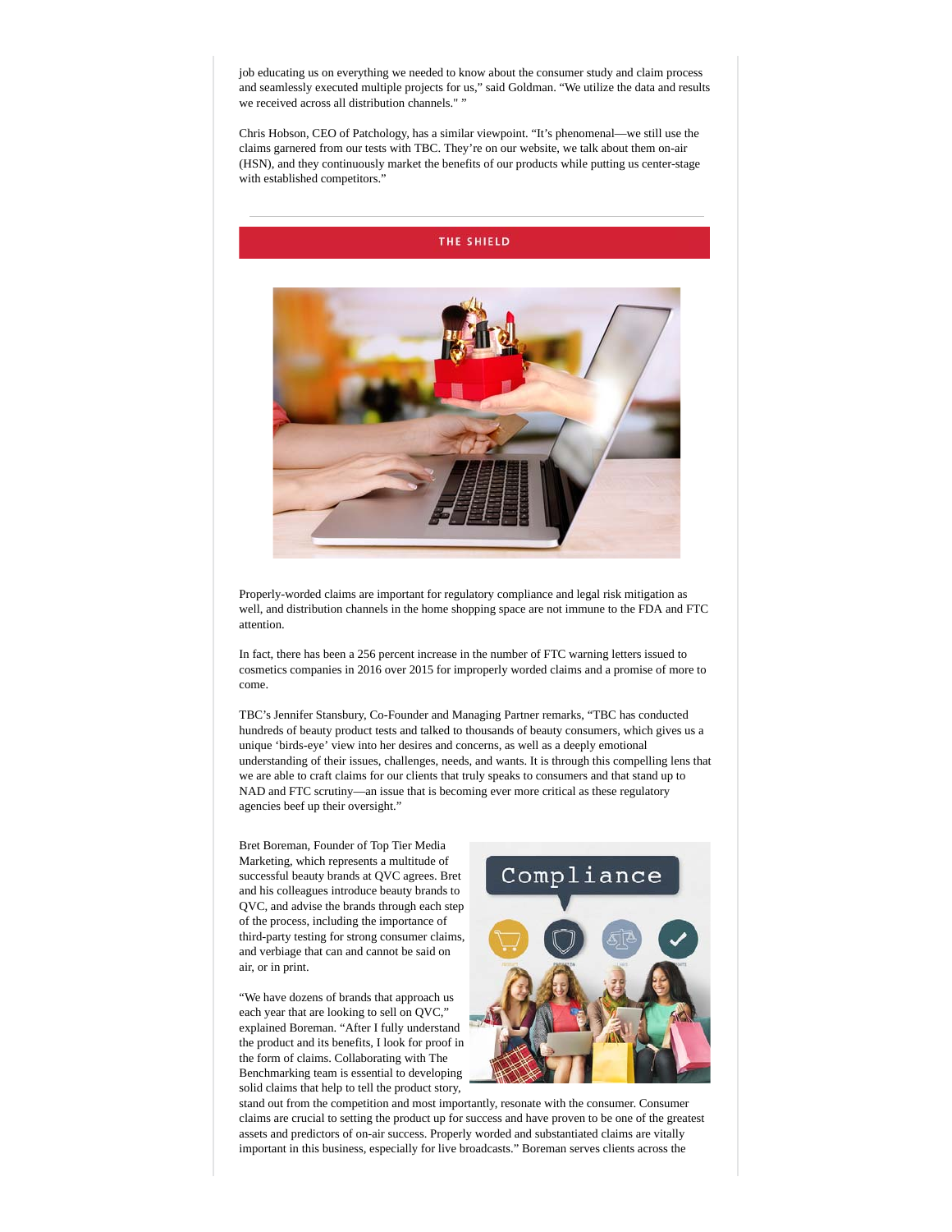job educating us on everything we needed to know about the consumer study and claim process and seamlessly executed multiple projects for us," said Goldman. "We utilize the data and results we received across all distribution channels." "

Chris Hobson, CEO of Patchology, has a similar viewpoint. "It's phenomenal—we still use the claims garnered from our tests with TBC. They're on our website, we talk about them on-air (HSN), and they continuously market the benefits of our products while putting us center-stage with established competitors."

## THE SHIELD

Properly-worded claims are important for regulatory compliance and legal risk mitigation as well, and distribution channels in the home shopping space are not immune to the FDA and FTC attention.

In fact, there has been a 256 percent increase in the number of FTC warning letters issued to cosmetics companies in 2016 over 2015 for improperly worded claims and a promise of more to come.

TBC's Jennifer Stansbury, Co-Founder and Managing Partner remarks, "TBC has conducted hundreds of beauty product tests and talked to thousands of beauty consumers, which gives us a unique 'birds-eye' view into her desires and concerns, as well as a deeply emotional understanding of their issues, challenges, needs, and wants. It is through this compelling lens that we are able to craft claims for our clients that truly speaks to consumers and that stand up to NAD and FTC scrutiny—an issue that is becoming ever more critical as these regulatory agencies beef up their oversight."

Bret Boreman, Founder of Top Tier Media Marketing, which represents a multitude of successful beauty brands at QVC agrees. Bret and his colleagues introduce beauty brands to QVC, and advise the brands through each step of the process, including the importance of third-party testing for strong consumer claims, and verbiage that can and cannot be said on air, or in print.

"We have dozens of brands that approach us each year that are looking to sell on QVC," explained Boreman. "After I fully understand the product and its benefits, I look for proof in the form of claims. Collaborating with The Benchmarking team is essential to developing solid claims that help to tell the product story, stand out from the competition and most importantly, resonate with the consumer. Consumer claims are crucial to setting the product up for success and have proven to be one of the greatest assets and predictors of on-air success. Properly worded and substantiated claims are vitally important in this business, especially for live broadcasts." Boreman serves clients across the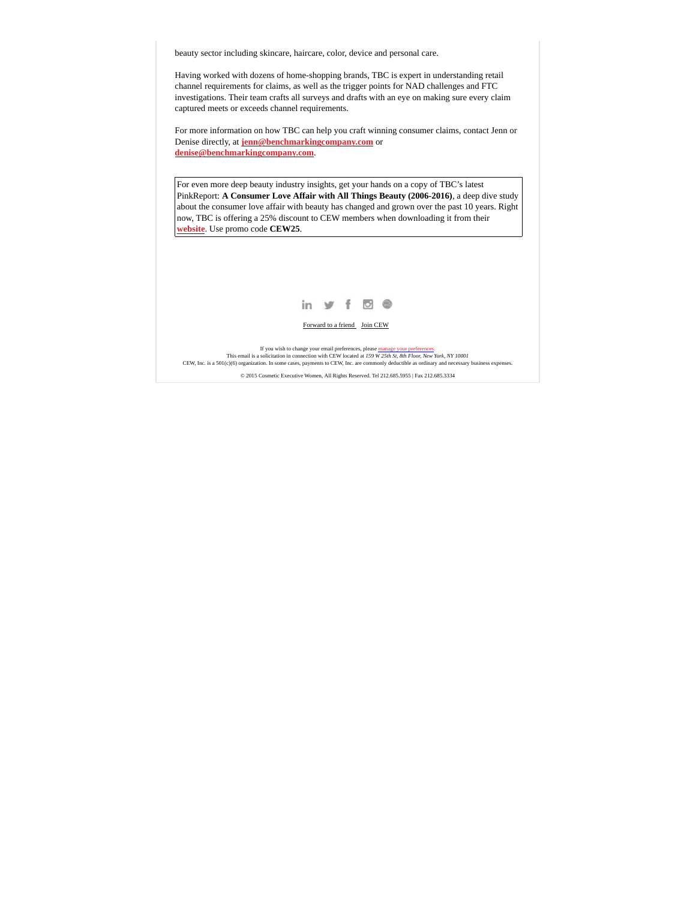beauty sector including skincare, haircare, color, device and personal care.

Having worked with dozens of home-shopping brands, TBC is expert in understanding retail channel requirements for claims, as well as the trigger points for NAD challenges and FTC investigations. Their team crafts all surveys and drafts with an eye on making sure every claim captured meets or exceeds channel requirements.

For more information on how TBC can help you craft winning consumer claims, contact Jenn or Denise directly, at **jenn@benchmarkingcompany.com** or **denise@benchmarkingcompany.com**.

For even more deep beauty industry insights, get your hands on a copy of TBC's latest PinkReport: **A Consumer Love Affair with All Things Beauty (2006-2016)**, a deep dive study about the consumer love affair with beauty has changed and grown over the past 10 years. Right now, TBC is offering a 25% discount to CEW members when downloading it from their **website**. Use promo code **CEW25**.

Forward to a friend   Join CEW

If you wish to change your email preferences, please manage your preferences.

This email is a solicitation in connection with CEW located at *159 W 25th St, 8th Floor, New York, NY 10001*

CEW, Inc. is a 501(c)(6) organization. In some cases, payments to CEW, Inc. are commonly deductible as ordinary and necessary business expenses.

© 2015 Cosmetic Executive Women, All Rights Reserved. Tel 212.685.5955 | Fax 212.685.3334